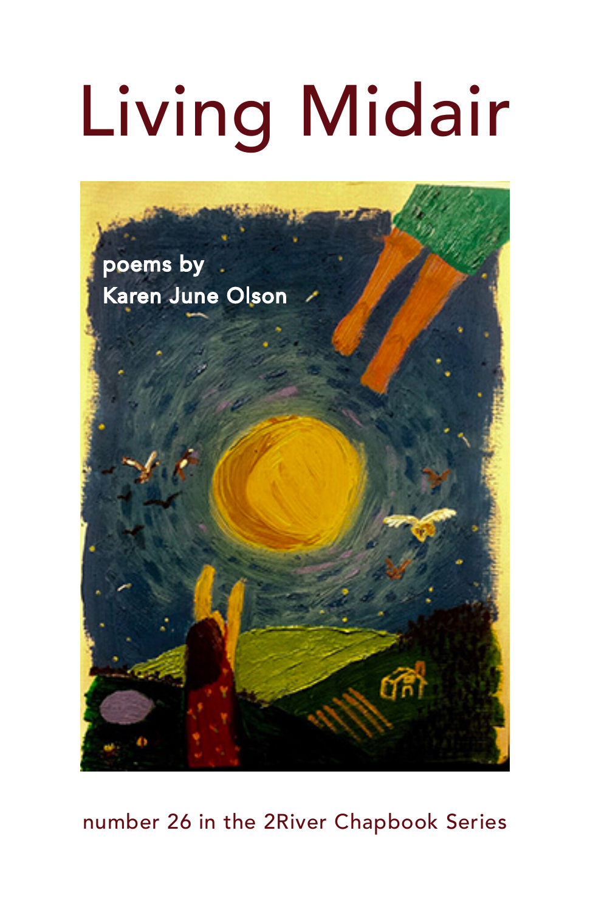# Living Midair

poems by
Karen June Olson

number 26 in the 2River Chapbook Series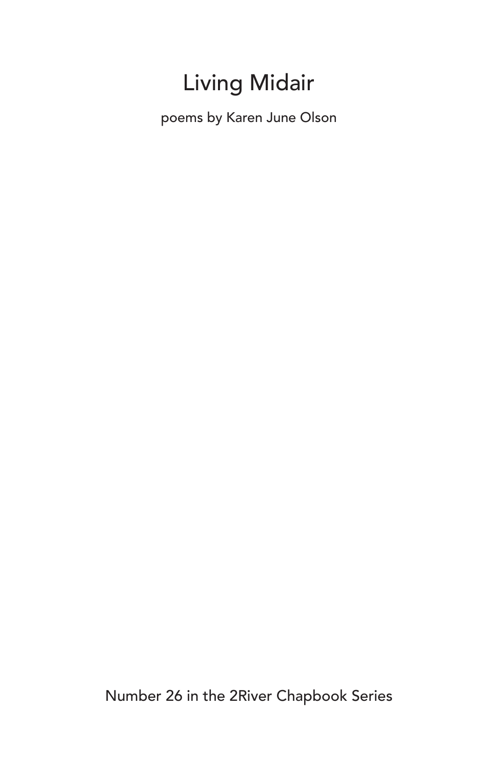# Living Midair

poems by Karen June Olson

Number 26 in the 2River Chapbook Series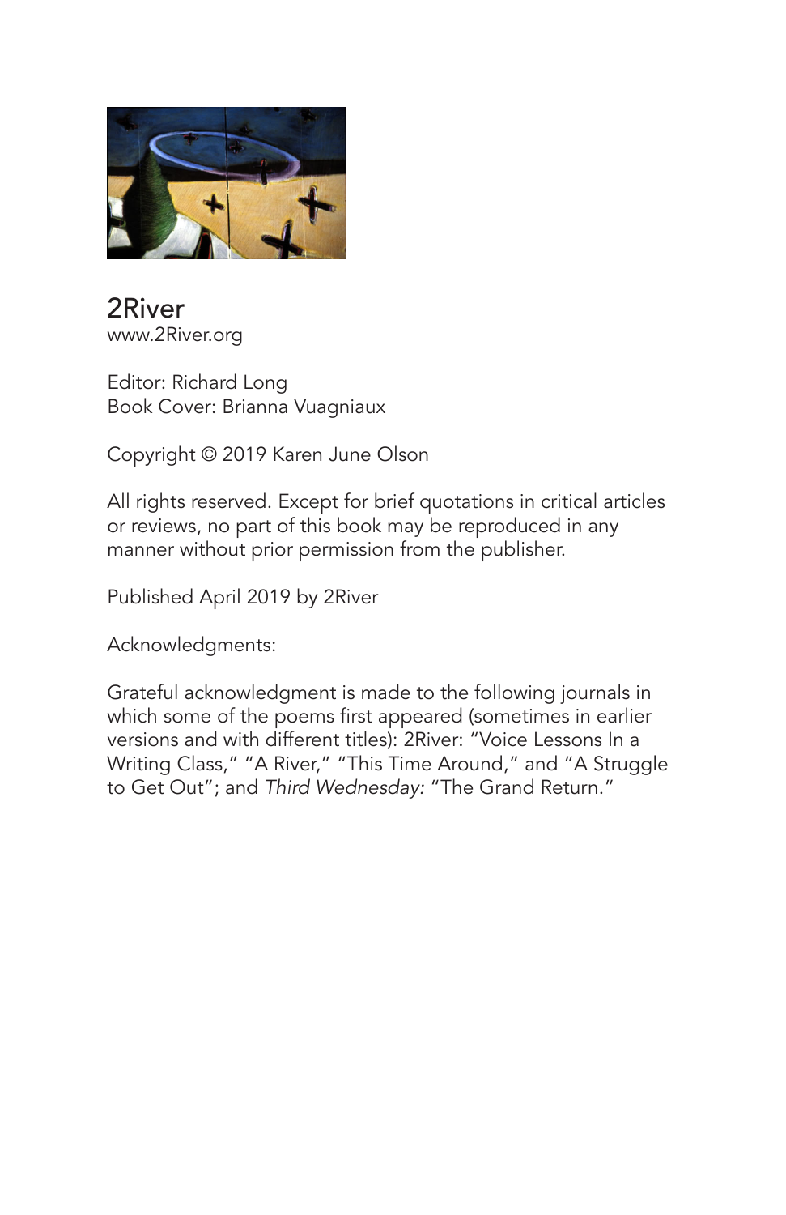2River
www.2River.org

Editor: Richard Long
Book Cover: Brianna Vuagniaux

Copyright © 2019 Karen June Olson

All rights reserved. Except for brief quotations in critical articles or reviews, no part of this book may be reproduced in any manner without prior permission from the publisher.

Published April 2019 by 2River

Acknowledgments:

Grateful acknowledgment is made to the following journals in which some of the poems first appeared (sometimes in earlier versions and with different titles): 2River: "Voice Lessons In a Writing Class," "A River," "This Time Around," and "A Struggle to Get Out"; and *Third Wednesday:* "The Grand Return."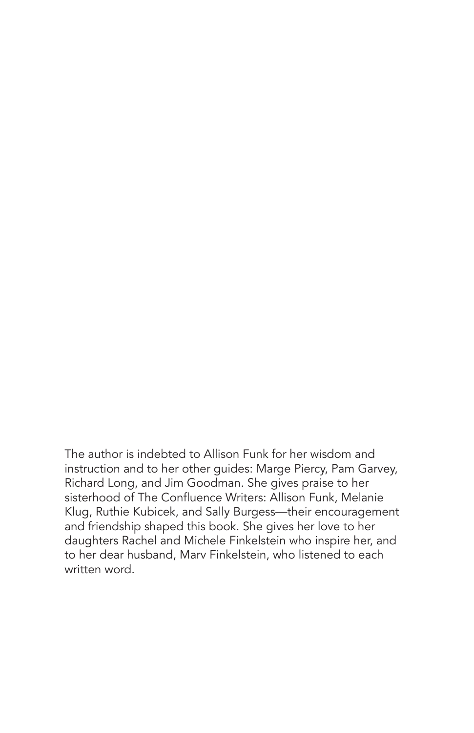The author is indebted to Allison Funk for her wisdom and instruction and to her other guides: Marge Piercy, Pam Garvey, Richard Long, and Jim Goodman. She gives praise to her sisterhood of The Confluence Writers: Allison Funk, Melanie Klug, Ruthie Kubicek, and Sally Burgess—their encouragement and friendship shaped this book. She gives her love to her daughters Rachel and Michele Finkelstein who inspire her, and to her dear husband, Marv Finkelstein, who listened to each written word.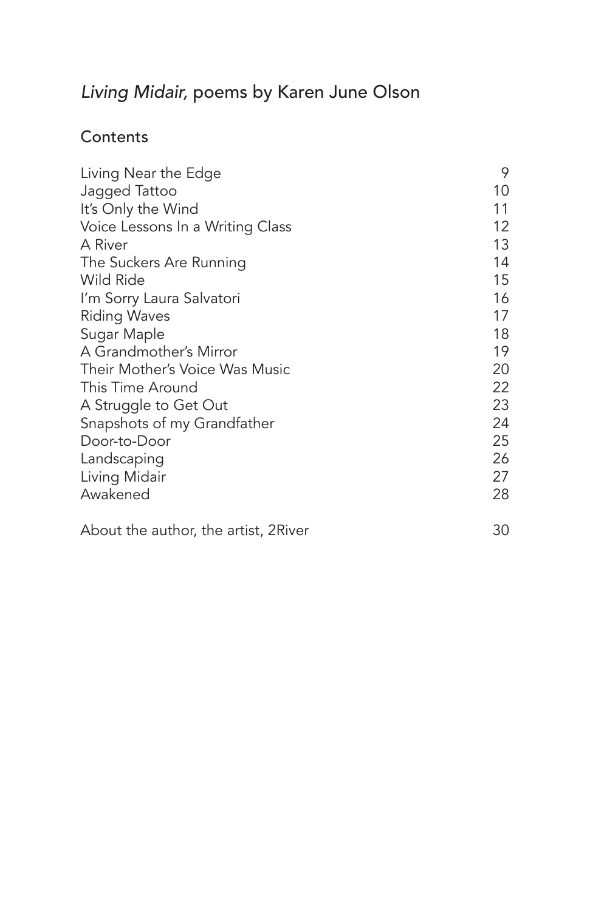# *Living Midair,* poems by Karen June Olson

## Contents

| | |
|---|---|
| Living Near the Edge | 9 |
| Jagged Tattoo | 10 |
| It's Only the Wind | 11 |
| Voice Lessons In a Writing Class | 12 |
| A River | 13 |
| The Suckers Are Running | 14 |
| Wild Ride | 15 |
| I'm Sorry Laura Salvatori | 16 |
| Riding Waves | 17 |
| Sugar Maple | 18 |
| A Grandmother's Mirror | 19 |
| Their Mother's Voice Was Music | 20 |
| This Time Around | 22 |
| A Struggle to Get Out | 23 |
| Snapshots of my Grandfather | 24 |
| Door-to-Door | 25 |
| Landscaping | 26 |
| Living Midair | 27 |
| Awakened | 28 |
| | |
| About the author, the artist, 2River | 30 |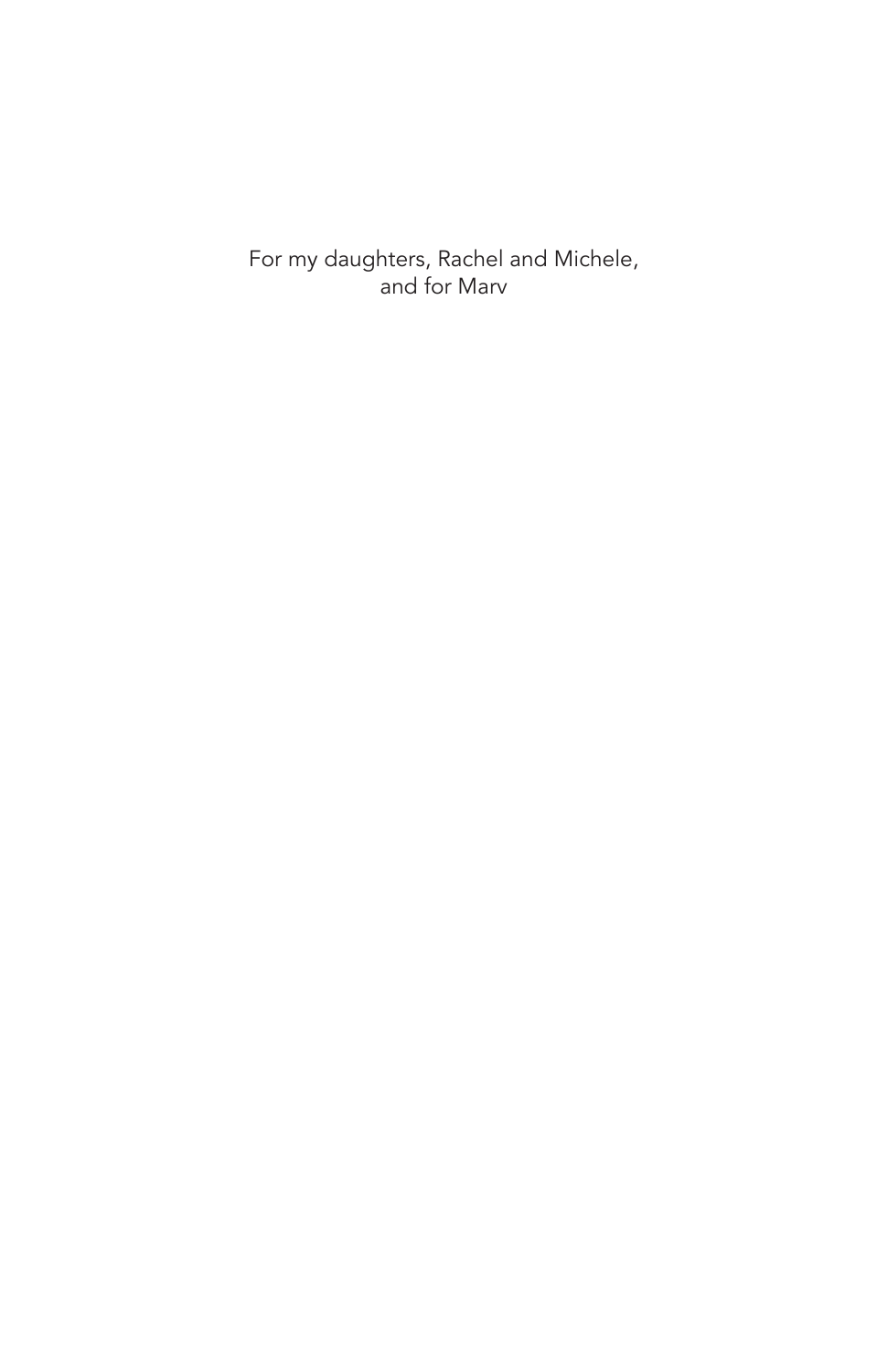For my daughters, Rachel and Michele,  
and for Marv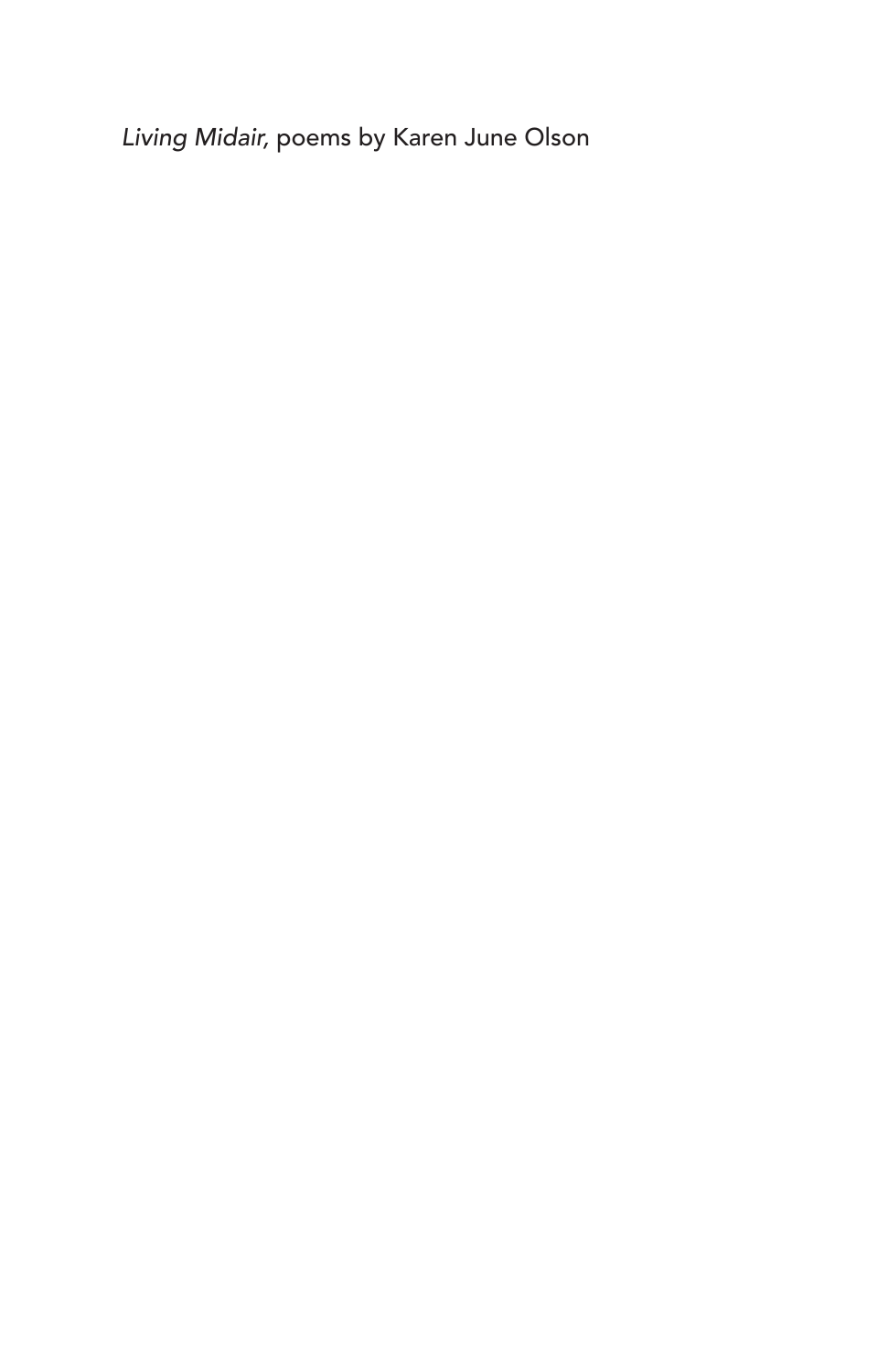*Living Midair,* poems by Karen June Olson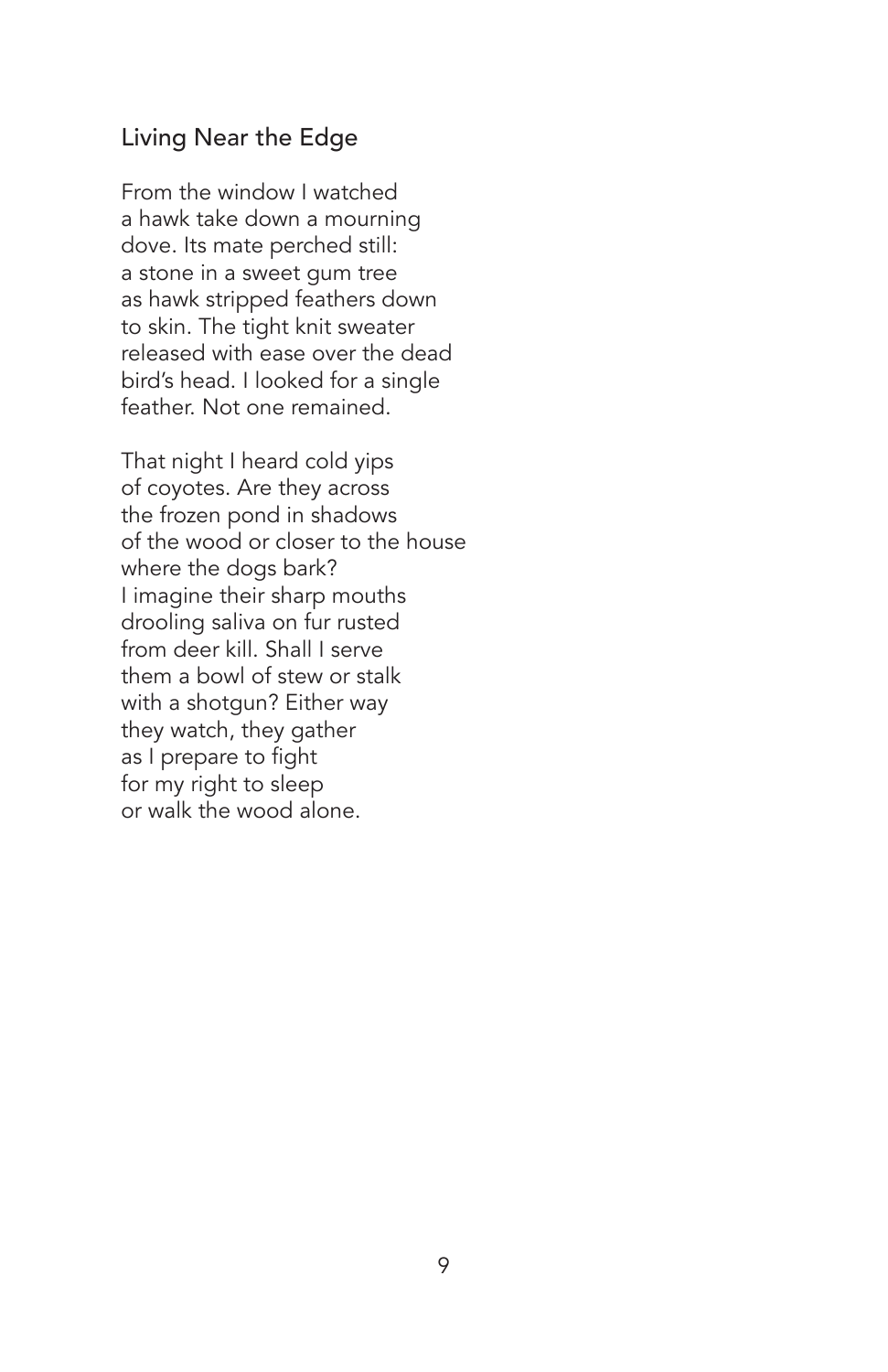## Living Near the Edge

From the window I watched  
a hawk take down a mourning  
dove. Its mate perched still:  
a stone in a sweet gum tree  
as hawk stripped feathers down  
to skin. The tight knit sweater  
released with ease over the dead  
bird's head. I looked for a single  
feather. Not one remained.

That night I heard cold yips  
of coyotes. Are they across  
the frozen pond in shadows  
of the wood or closer to the house  
where the dogs bark?  
I imagine their sharp mouths  
drooling saliva on fur rusted  
from deer kill. Shall I serve  
them a bowl of stew or stalk  
with a shotgun? Either way  
they watch, they gather  
as I prepare to fight  
for my right to sleep  
or walk the wood alone.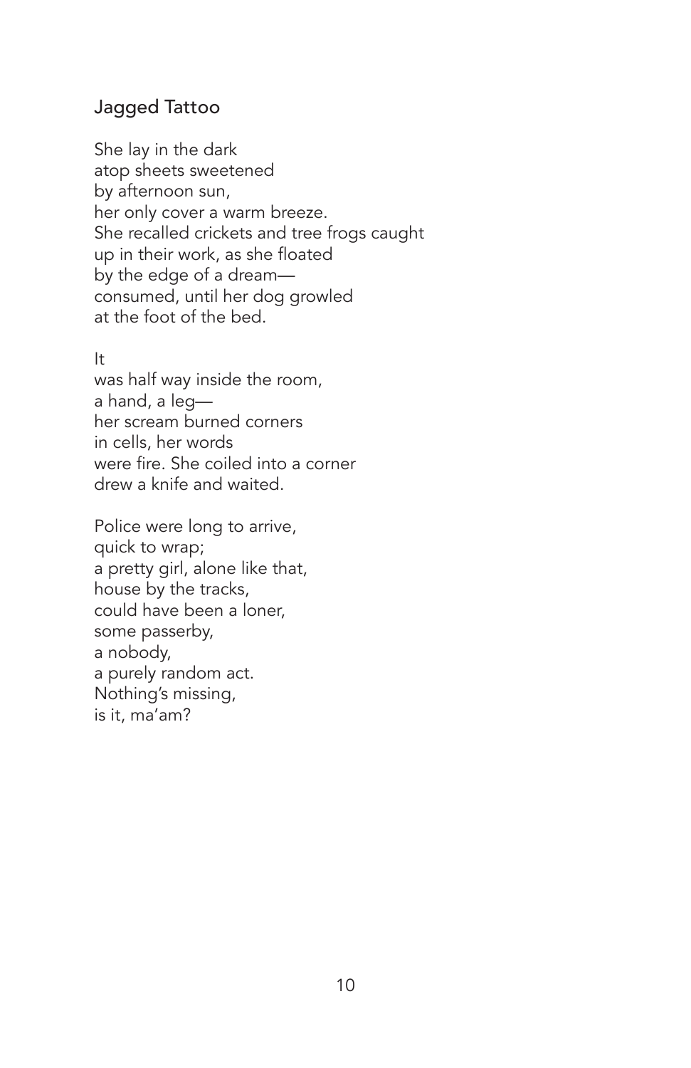## Jagged Tattoo

She lay in the dark  
atop sheets sweetened  
by afternoon sun,  
her only cover a warm breeze.  
She recalled crickets and tree frogs caught  
up in their work, as she floated  
by the edge of a dream—  
consumed, until her dog growled  
at the foot of the bed.

It  
was half way inside the room,  
a hand, a leg—  
her scream burned corners  
in cells, her words  
were fire. She coiled into a corner  
drew a knife and waited.

Police were long to arrive,  
quick to wrap;  
a pretty girl, alone like that,  
house by the tracks,  
could have been a loner,  
some passerby,  
a nobody,  
a purely random act.  
Nothing's missing,  
is it, ma'am?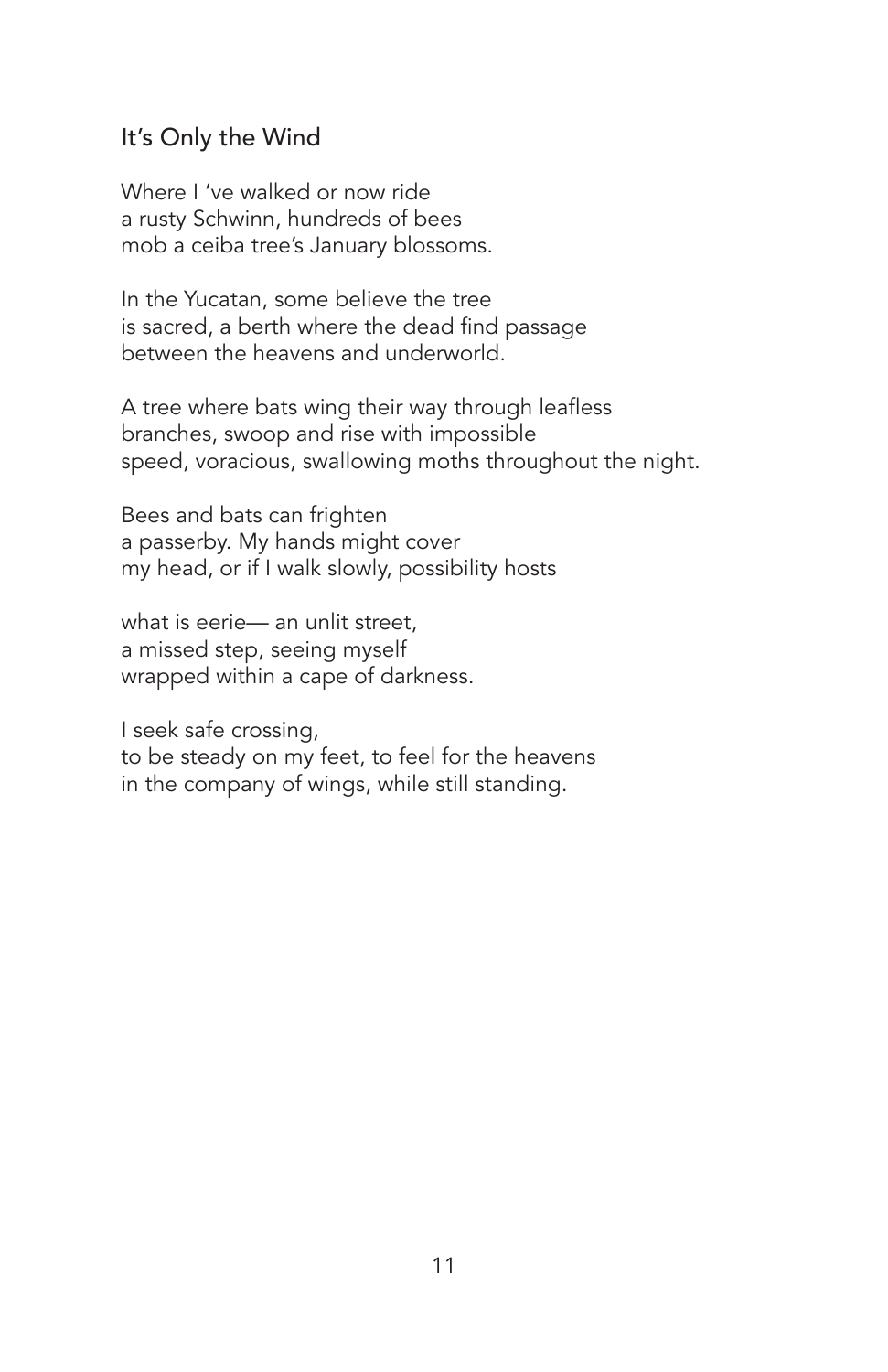## It's Only the Wind

Where I 've walked or now ride  
a rusty Schwinn, hundreds of bees  
mob a ceiba tree's January blossoms.

In the Yucatan, some believe the tree  
is sacred, a berth where the dead find passage  
between the heavens and underworld.

A tree where bats wing their way through leafless  
branches, swoop and rise with impossible  
speed, voracious, swallowing moths throughout the night.

Bees and bats can frighten  
a passerby. My hands might cover  
my head, or if I walk slowly, possibility hosts

what is eerie— an unlit street,  
a missed step, seeing myself  
wrapped within a cape of darkness.

I seek safe crossing,  
to be steady on my feet, to feel for the heavens  
in the company of wings, while still standing.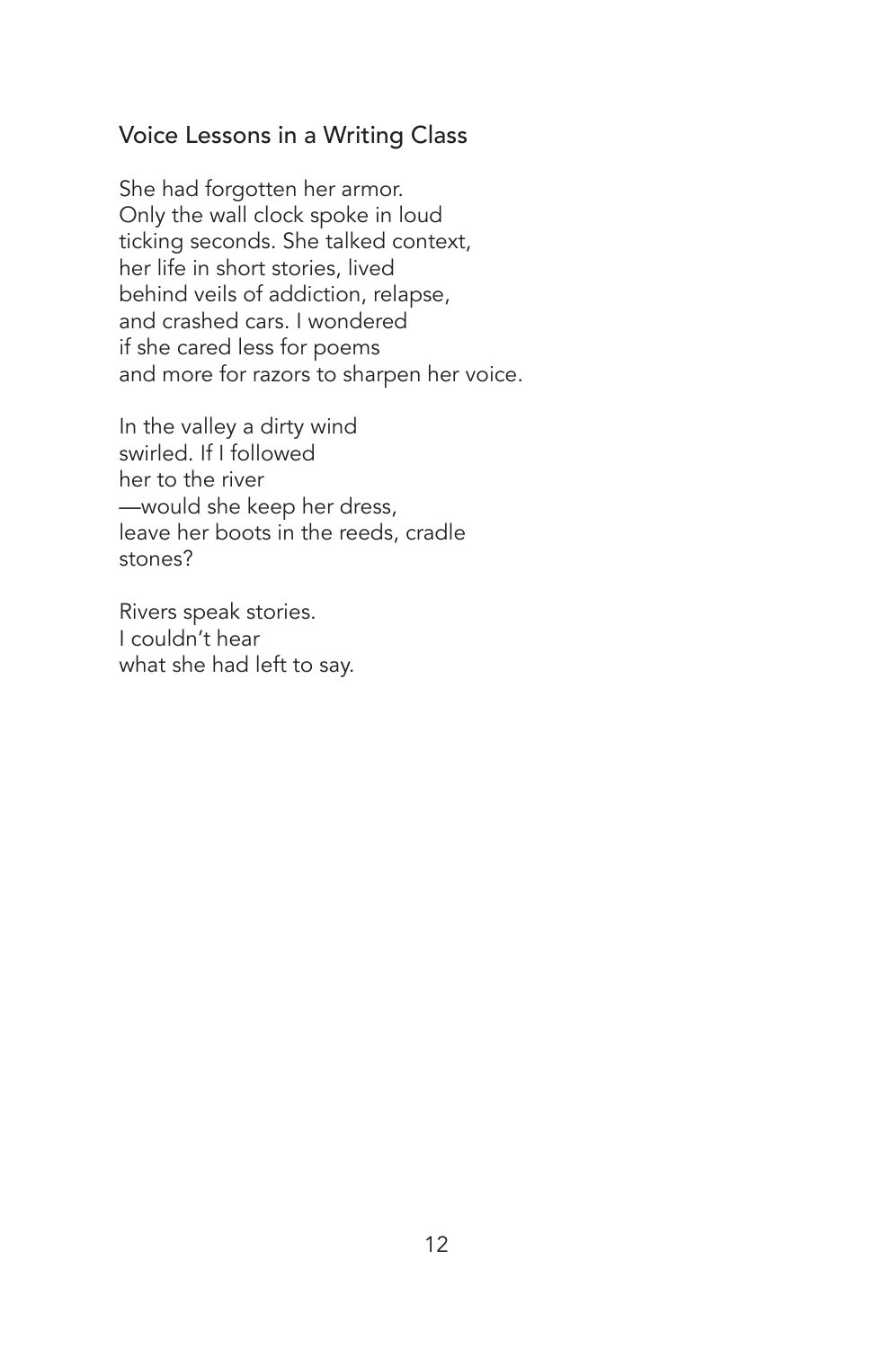## Voice Lessons in a Writing Class

She had forgotten her armor.  
Only the wall clock spoke in loud  
ticking seconds. She talked context,  
her life in short stories, lived  
behind veils of addiction, relapse,  
and crashed cars. I wondered  
if she cared less for poems  
and more for razors to sharpen her voice.

In the valley a dirty wind  
swirled. If I followed  
her to the river  
—would she keep her dress,  
leave her boots in the reeds, cradle  
stones?

Rivers speak stories.  
I couldn't hear  
what she had left to say.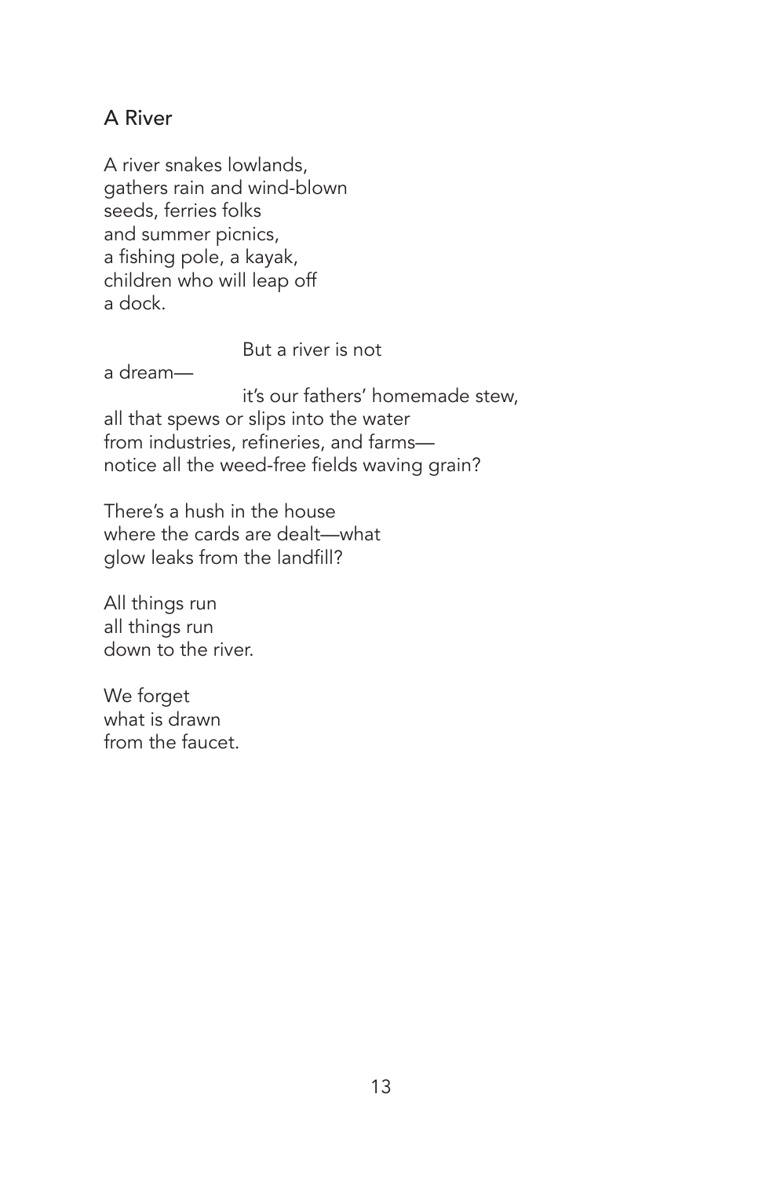## A River

A river snakes lowlands,  
gathers rain and wind-blown  
seeds, ferries folks  
and summer picnics,  
a fishing pole, a kayak,  
children who will leap off  
a dock.

                        But a river is not  
a dream—  
                        it's our fathers' homemade stew,  
all that spews or slips into the water  
from industries, refineries, and farms—  
notice all the weed-free fields waving grain?

There's a hush in the house  
where the cards are dealt—what  
glow leaks from the landfill?

All things run  
all things run  
down to the river.

We forget  
what is drawn  
from the faucet.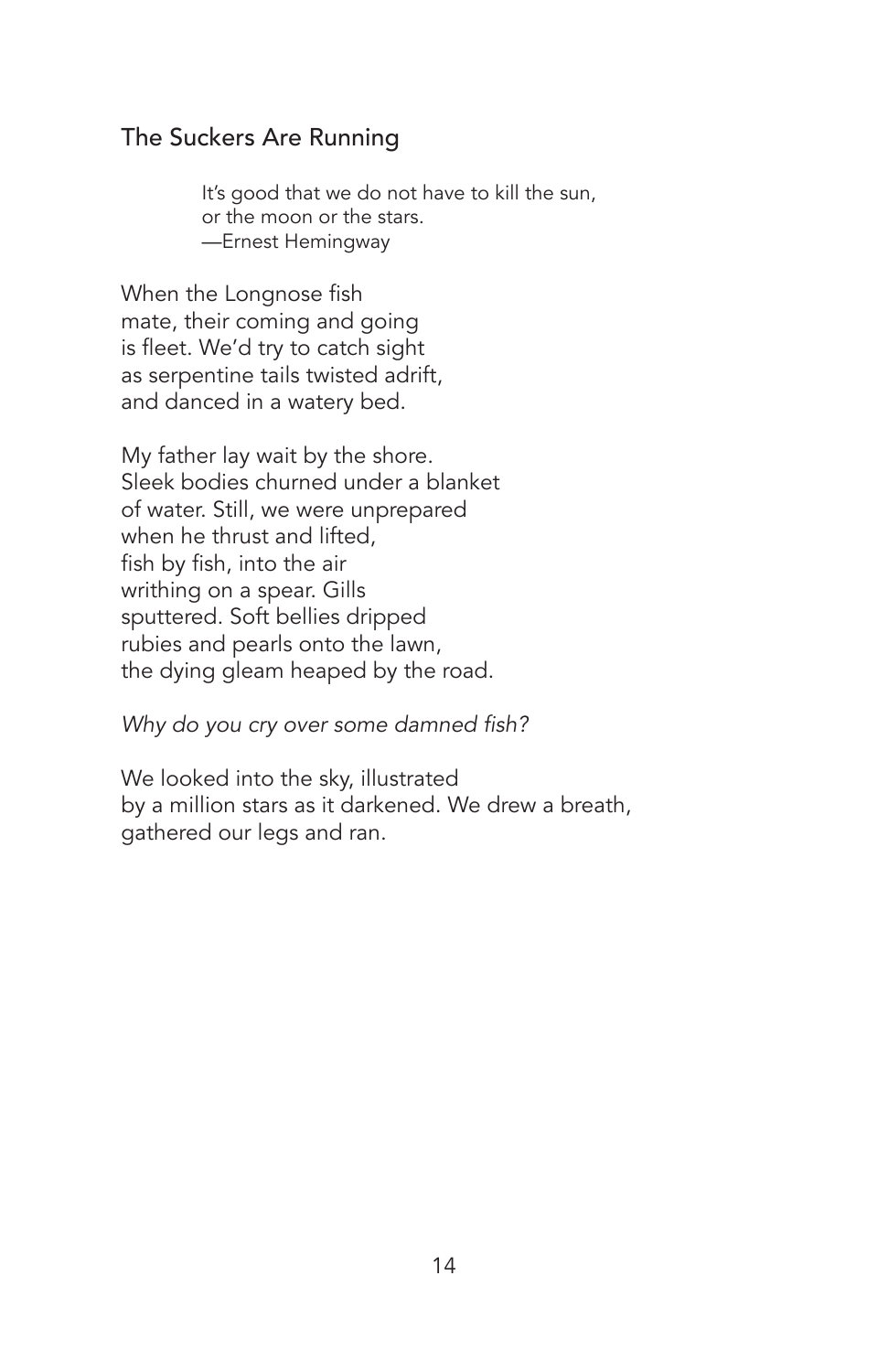## The Suckers Are Running

> It's good that we do not have to kill the sun,  
> or the moon or the stars.  
> —Ernest Hemingway

When the Longnose fish  
mate, their coming and going  
is fleet. We'd try to catch sight  
as serpentine tails twisted adrift,  
and danced in a watery bed.

My father lay wait by the shore.  
Sleek bodies churned under a blanket  
of water. Still, we were unprepared  
when he thrust and lifted,  
fish by fish, into the air  
writhing on a spear. Gills  
sputtered. Soft bellies dripped  
rubies and pearls onto the lawn,  
the dying gleam heaped by the road.

*Why do you cry over some damned fish?*

We looked into the sky, illustrated  
by a million stars as it darkened. We drew a breath,  
gathered our legs and ran.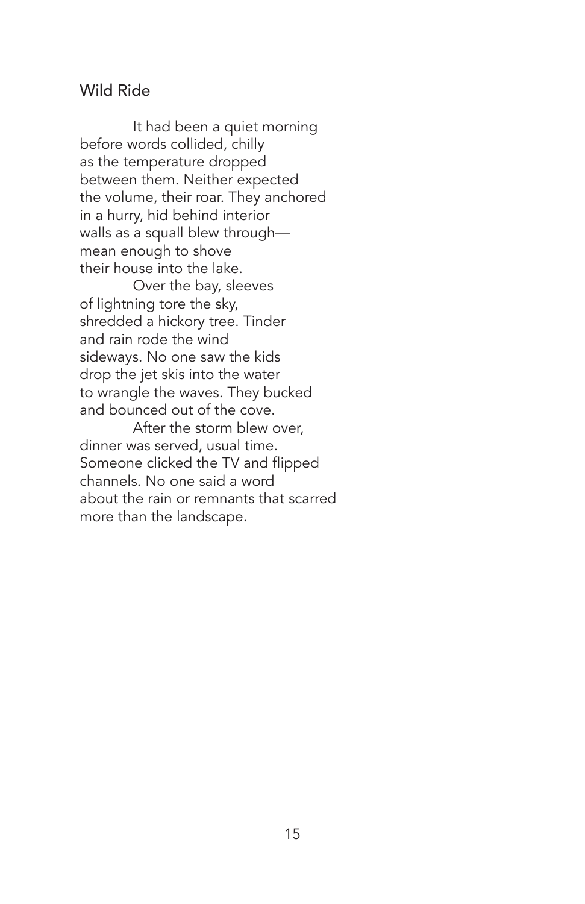## Wild Ride

It had been a quiet morning  
before words collided, chilly  
as the temperature dropped  
between them. Neither expected  
the volume, their roar. They anchored  
in a hurry, hid behind interior  
walls as a squall blew through—  
mean enough to shove  
their house into the lake.

Over the bay, sleeves  
of lightning tore the sky,  
shredded a hickory tree. Tinder  
and rain rode the wind  
sideways. No one saw the kids  
drop the jet skis into the water  
to wrangle the waves. They bucked  
and bounced out of the cove.

After the storm blew over,  
dinner was served, usual time.  
Someone clicked the TV and flipped  
channels. No one said a word  
about the rain or remnants that scarred  
more than the landscape.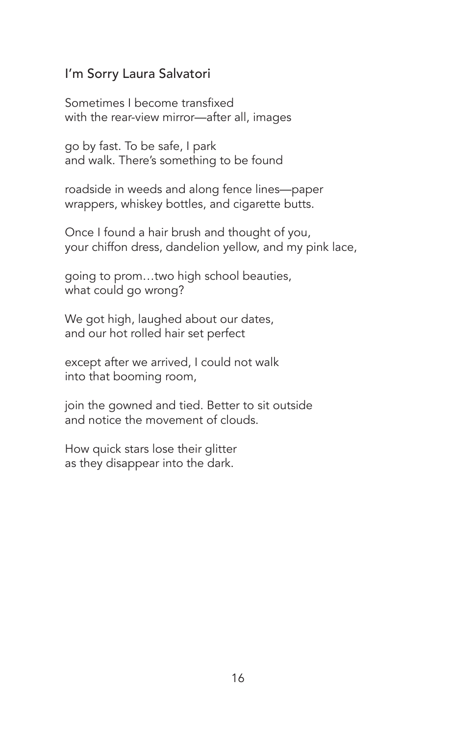## I'm Sorry Laura Salvatori

Sometimes I become transfixed  
with the rear-view mirror—after all, images

go by fast. To be safe, I park  
and walk. There's something to be found

roadside in weeds and along fence lines—paper  
wrappers, whiskey bottles, and cigarette butts.

Once I found a hair brush and thought of you,  
your chiffon dress, dandelion yellow, and my pink lace,

going to prom…two high school beauties,  
what could go wrong?

We got high, laughed about our dates,  
and our hot rolled hair set perfect

except after we arrived, I could not walk  
into that booming room,

join the gowned and tied. Better to sit outside  
and notice the movement of clouds.

How quick stars lose their glitter  
as they disappear into the dark.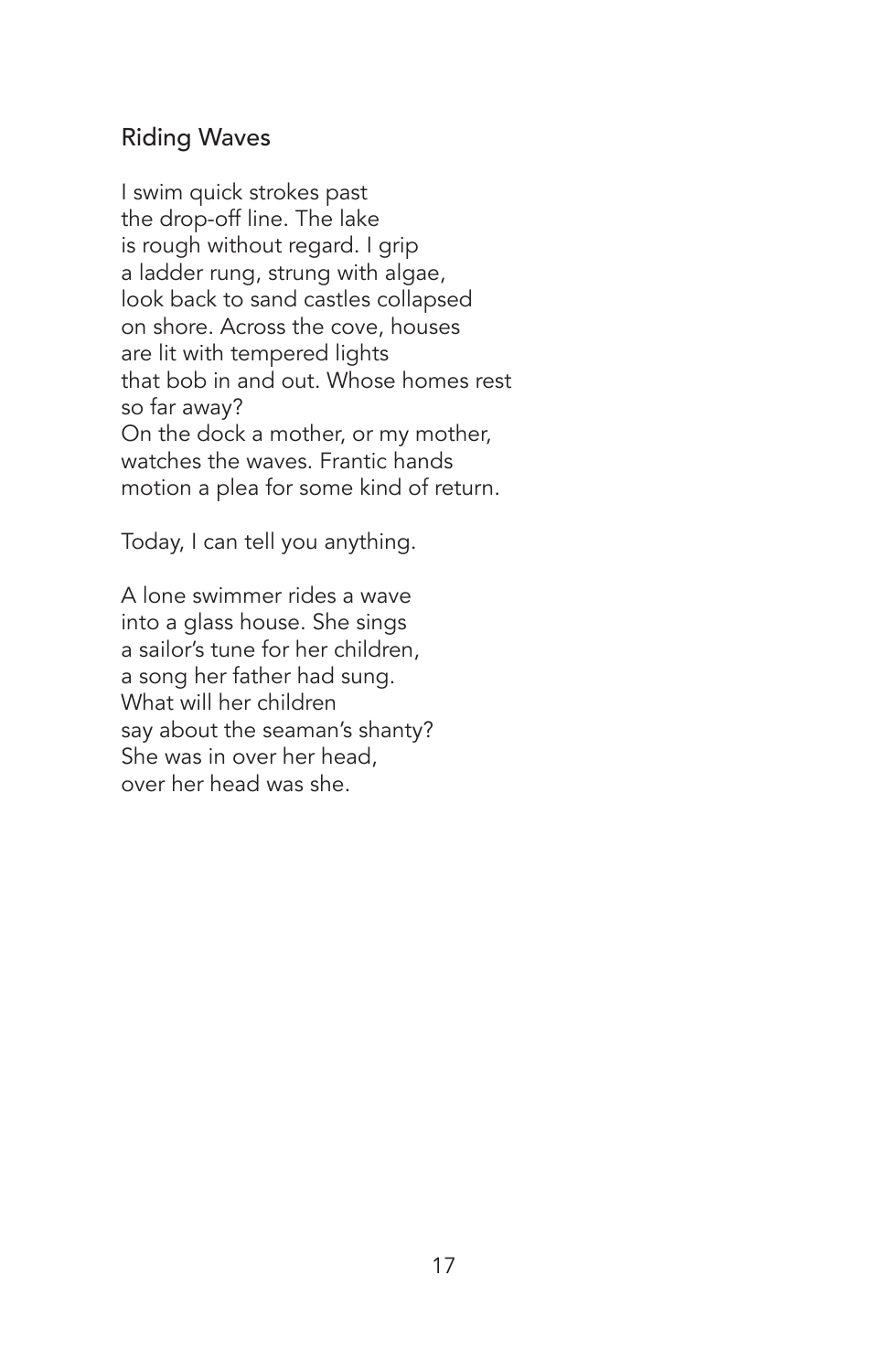## Riding Waves

I swim quick strokes past  
the drop-off line. The lake  
is rough without regard. I grip  
a ladder rung, strung with algae,  
look back to sand castles collapsed  
on shore. Across the cove, houses  
are lit with tempered lights  
that bob in and out. Whose homes rest  
so far away?  
On the dock a mother, or my mother,  
watches the waves. Frantic hands  
motion a plea for some kind of return.

Today, I can tell you anything.

A lone swimmer rides a wave  
into a glass house. She sings  
a sailor's tune for her children,  
a song her father had sung.  
What will her children  
say about the seaman's shanty?  
She was in over her head,  
over her head was she.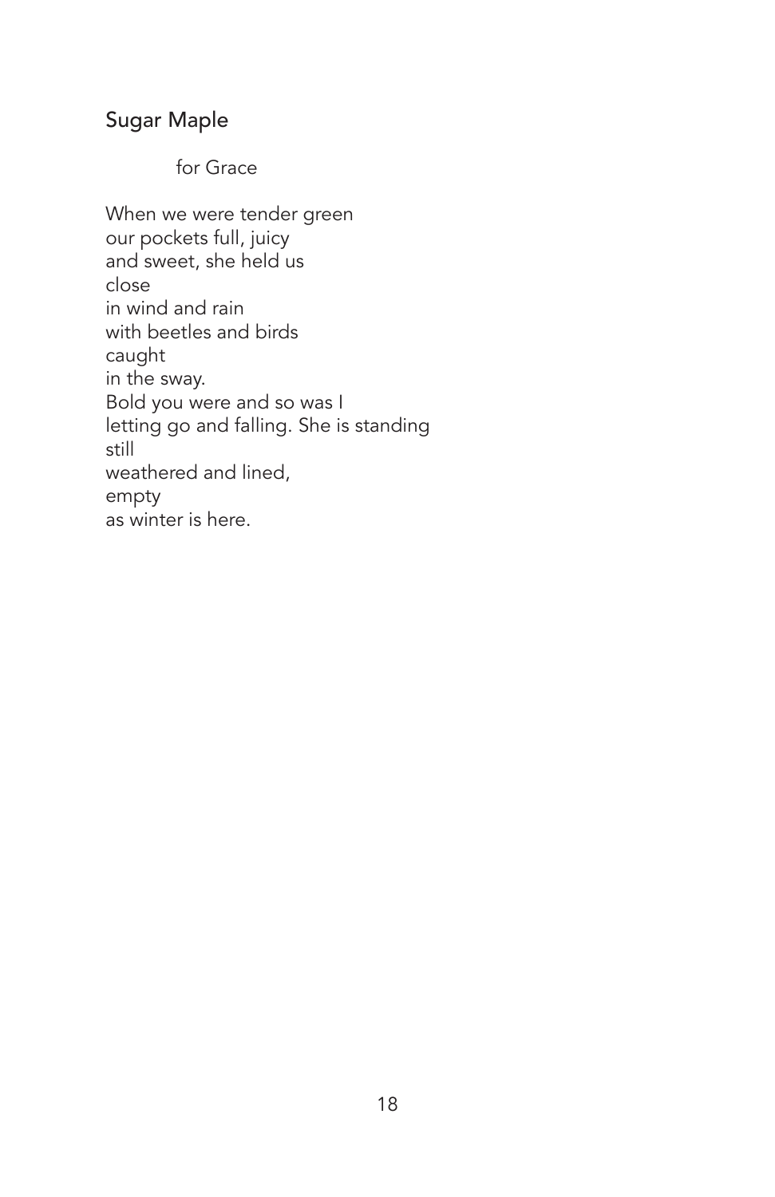## Sugar Maple

for Grace

When we were tender green  
our pockets full, juicy  
and sweet, she held us  
close  
in wind and rain  
with beetles and birds  
caught  
in the sway.  
Bold you were and so was I  
letting go and falling. She is standing  
still  
weathered and lined,  
empty  
as winter is here.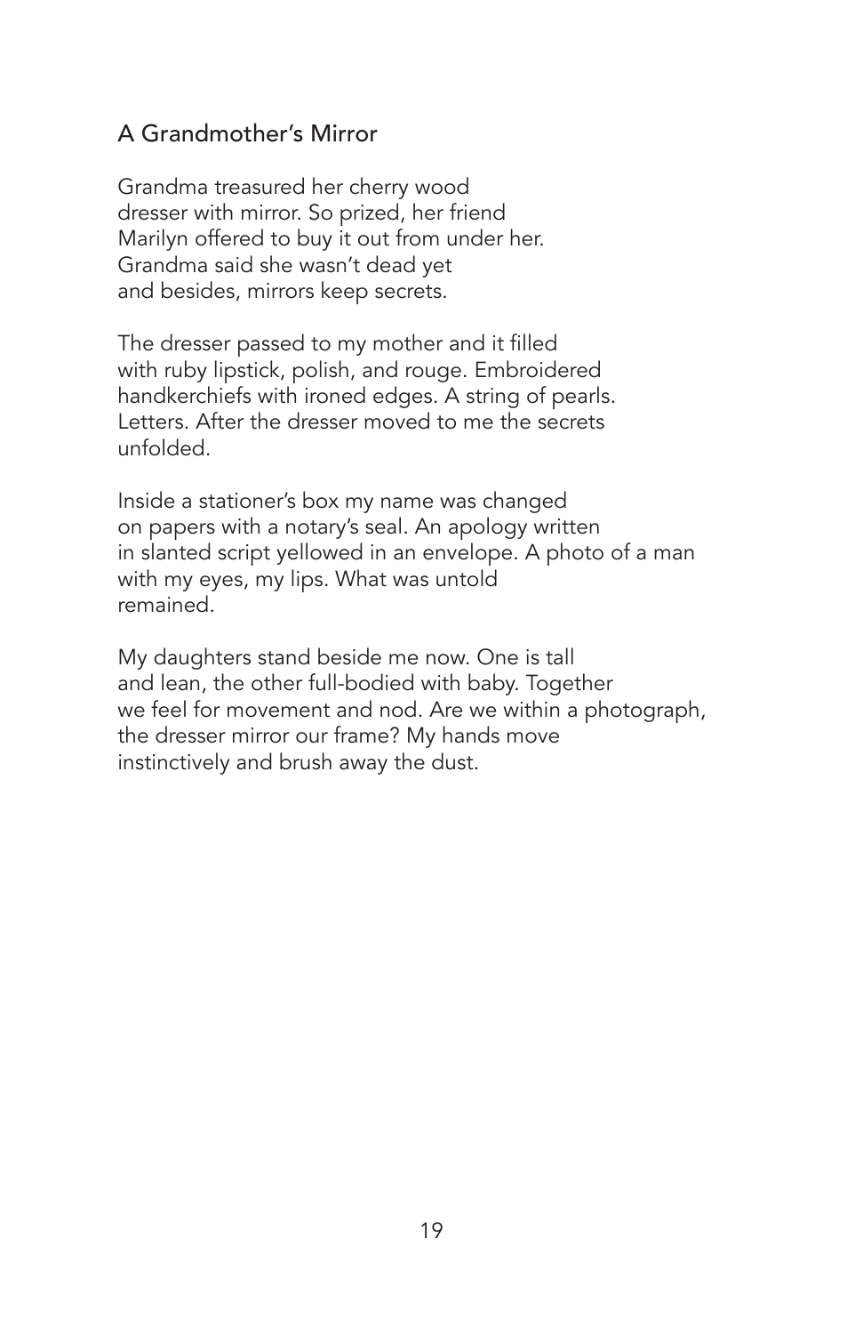## A Grandmother's Mirror

Grandma treasured her cherry wood  
dresser with mirror. So prized, her friend  
Marilyn offered to buy it out from under her.  
Grandma said she wasn't dead yet  
and besides, mirrors keep secrets.

The dresser passed to my mother and it filled  
with ruby lipstick, polish, and rouge. Embroidered  
handkerchiefs with ironed edges. A string of pearls.  
Letters. After the dresser moved to me the secrets  
unfolded.

Inside a stationer's box my name was changed  
on papers with a notary's seal. An apology written  
in slanted script yellowed in an envelope. A photo of a man  
with my eyes, my lips. What was untold  
remained.

My daughters stand beside me now. One is tall  
and lean, the other full-bodied with baby. Together  
we feel for movement and nod. Are we within a photograph,  
the dresser mirror our frame? My hands move  
instinctively and brush away the dust.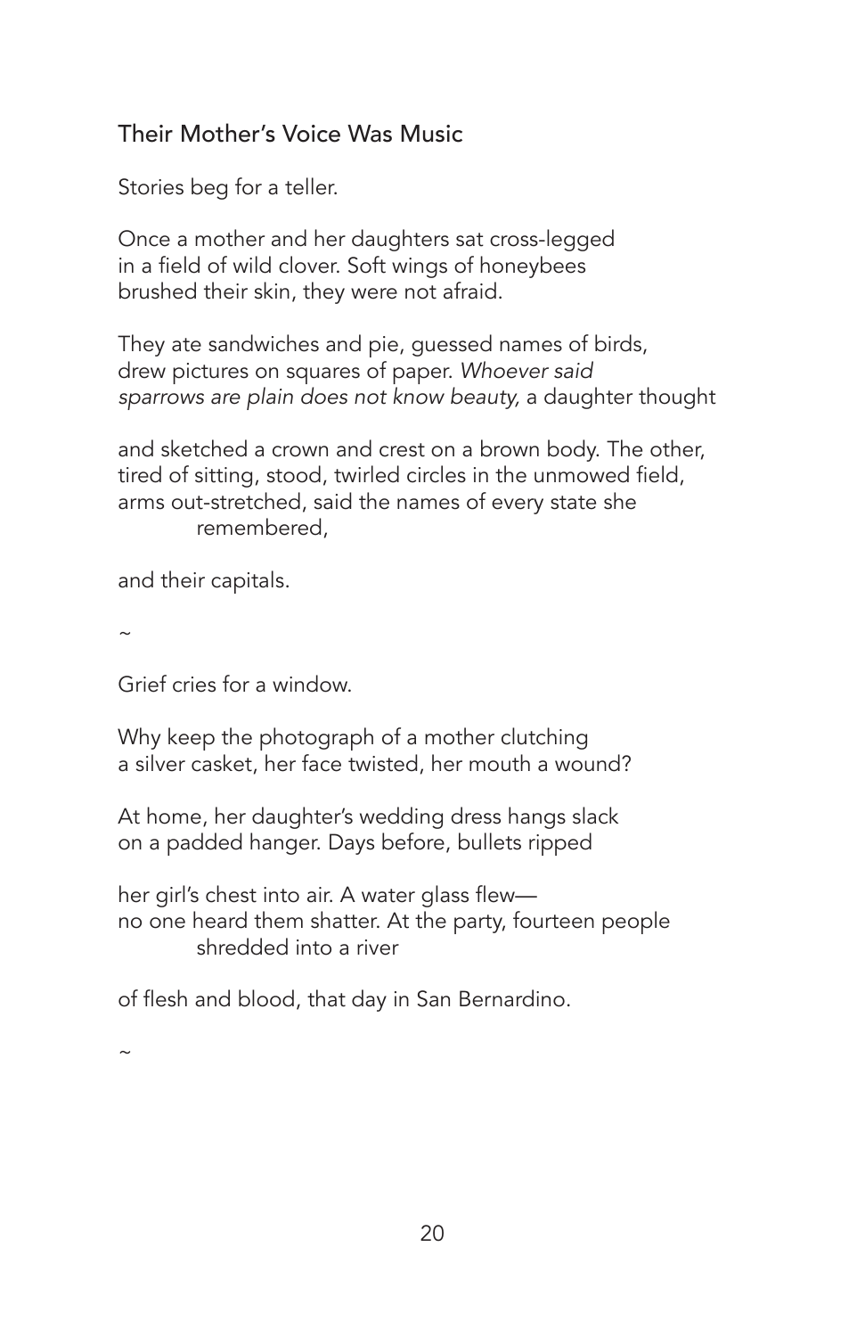## Their Mother's Voice Was Music

Stories beg for a teller.

Once a mother and her daughters sat cross-legged
in a field of wild clover. Soft wings of honeybees
brushed their skin, they were not afraid.

They ate sandwiches and pie, guessed names of birds,
drew pictures on squares of paper. *Whoever said
sparrows are plain does not know beauty,* a daughter thought

and sketched a crown and crest on a brown body. The other,
tired of sitting, stood, twirled circles in the unmowed field,
arms out-stretched, said the names of every state she
remembered,

and their capitals.

~

Grief cries for a window.

Why keep the photograph of a mother clutching
a silver casket, her face twisted, her mouth a wound?

At home, her daughter's wedding dress hangs slack
on a padded hanger. Days before, bullets ripped

her girl's chest into air. A water glass flew—
no one heard them shatter. At the party, fourteen people
shredded into a river

of flesh and blood, that day in San Bernardino.

~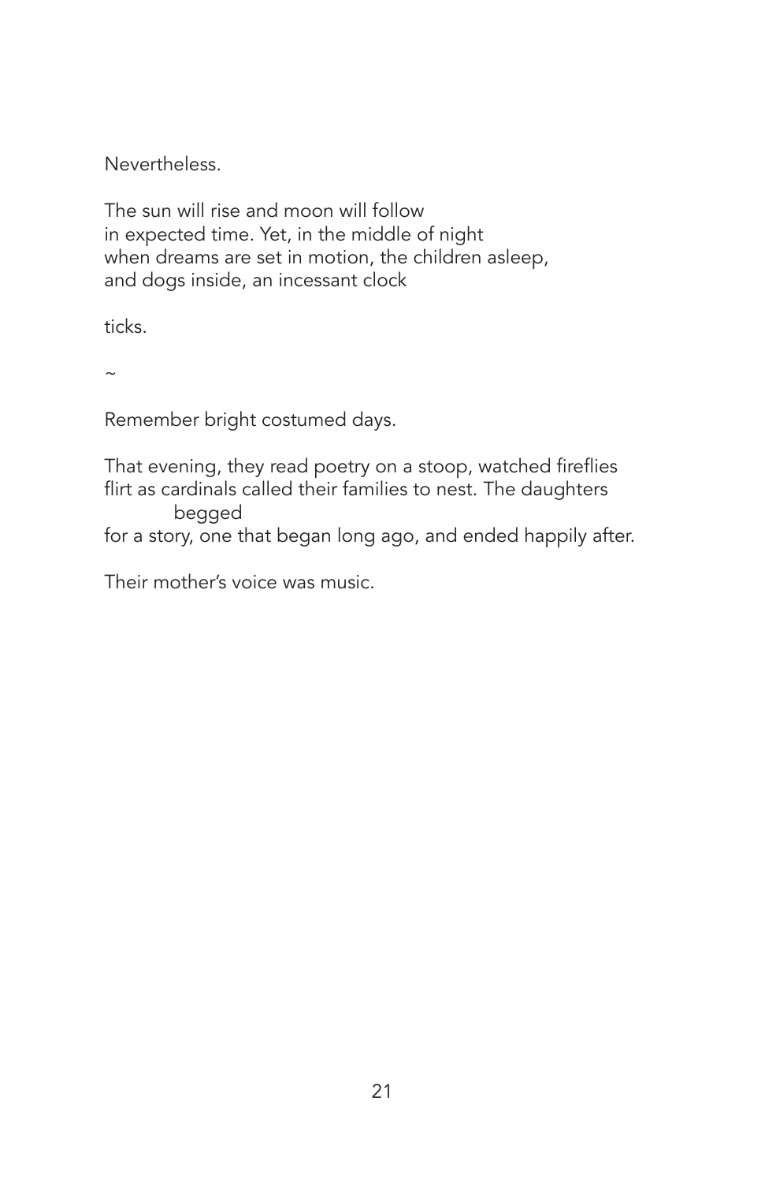Nevertheless.

The sun will rise and moon will follow
in expected time. Yet, in the middle of night
when dreams are set in motion, the children asleep,
and dogs inside, an incessant clock

ticks.

~

Remember bright costumed days.

That evening, they read poetry on a stoop, watched fireflies
flirt as cardinals called their families to nest. The daughters
          begged
for a story, one that began long ago, and ended happily after.

Their mother's voice was music.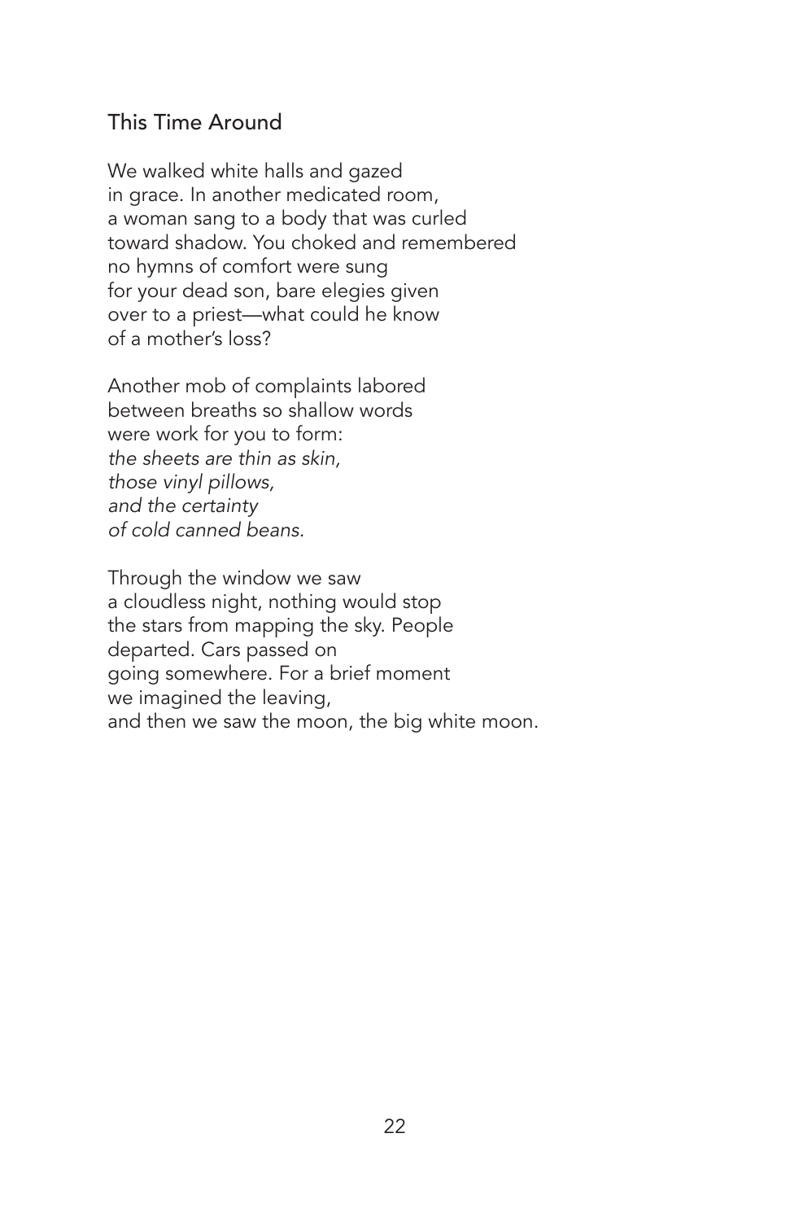## This Time Around

We walked white halls and gazed  
in grace. In another medicated room,  
a woman sang to a body that was curled  
toward shadow. You choked and remembered  
no hymns of comfort were sung  
for your dead son, bare elegies given  
over to a priest—what could he know  
of a mother's loss?

Another mob of complaints labored  
between breaths so shallow words  
were work for you to form:  
*the sheets are thin as skin,*  
*those vinyl pillows,*  
*and the certainty*  
*of cold canned beans.*

Through the window we saw  
a cloudless night, nothing would stop  
the stars from mapping the sky. People  
departed. Cars passed on  
going somewhere. For a brief moment  
we imagined the leaving,  
and then we saw the moon, the big white moon.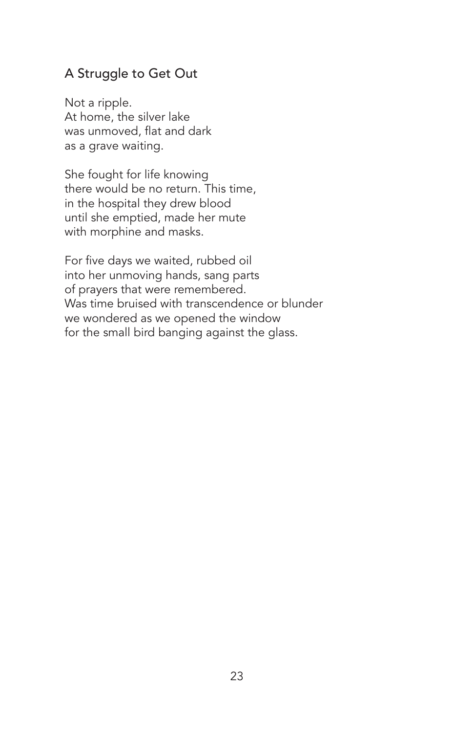## A Struggle to Get Out

Not a ripple.  
At home, the silver lake  
was unmoved, flat and dark  
as a grave waiting.

She fought for life knowing  
there would be no return. This time,  
in the hospital they drew blood  
until she emptied, made her mute  
with morphine and masks.

For five days we waited, rubbed oil  
into her unmoving hands, sang parts  
of prayers that were remembered.  
Was time bruised with transcendence or blunder  
we wondered as we opened the window  
for the small bird banging against the glass.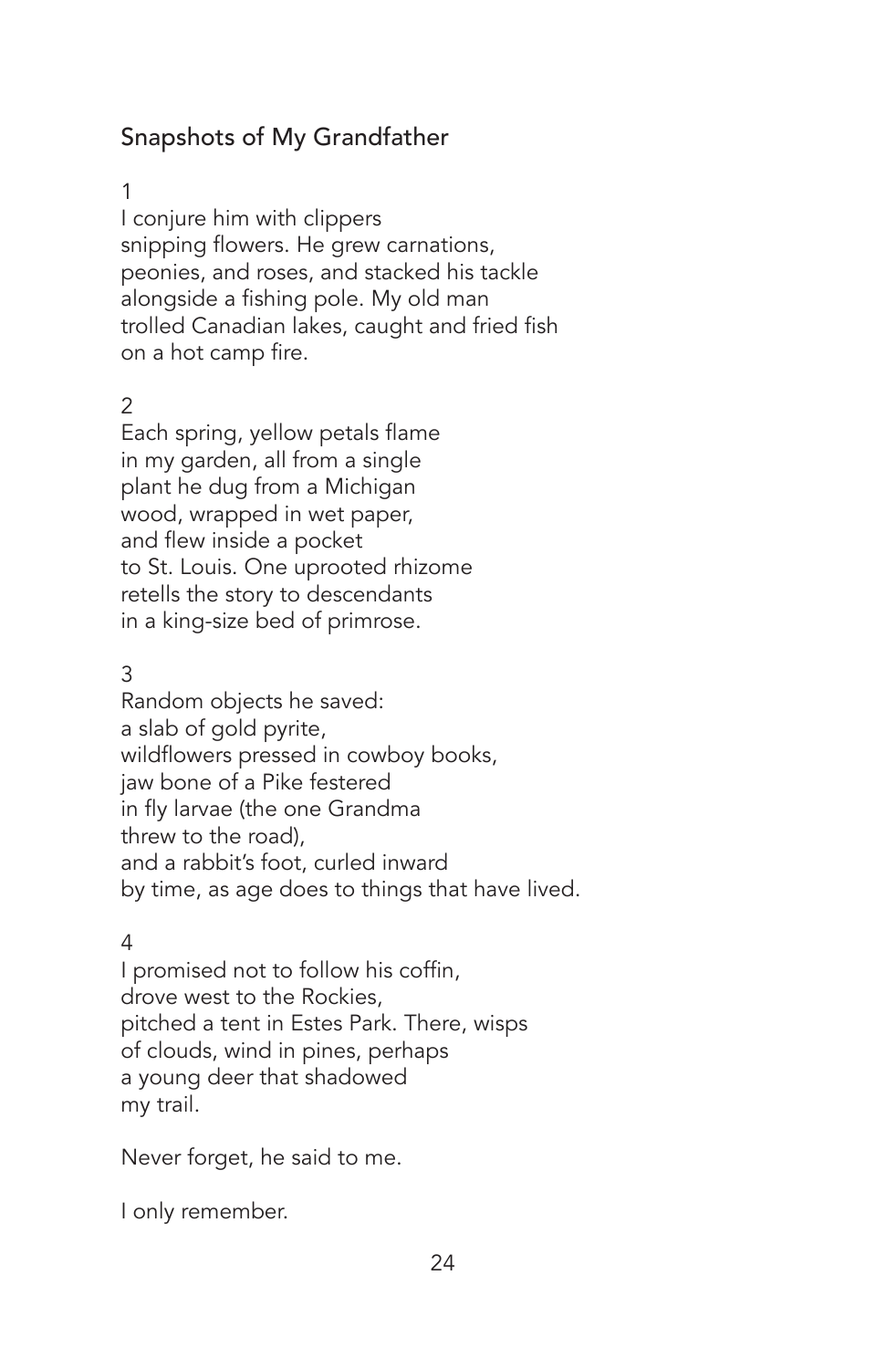## Snapshots of My Grandfather

1

I conjure him with clippers
snipping flowers. He grew carnations,
peonies, and roses, and stacked his tackle
alongside a fishing pole. My old man
trolled Canadian lakes, caught and fried fish
on a hot camp fire.

2

Each spring, yellow petals flame
in my garden, all from a single
plant he dug from a Michigan
wood, wrapped in wet paper,
and flew inside a pocket
to St. Louis. One uprooted rhizome
retells the story to descendants
in a king-size bed of primrose.

3

Random objects he saved:
a slab of gold pyrite,
wildflowers pressed in cowboy books,
jaw bone of a Pike festered
in fly larvae (the one Grandma
threw to the road),
and a rabbit's foot, curled inward
by time, as age does to things that have lived.

4

I promised not to follow his coffin,
drove west to the Rockies,
pitched a tent in Estes Park. There, wisps
of clouds, wind in pines, perhaps
a young deer that shadowed
my trail.

Never forget, he said to me.

I only remember.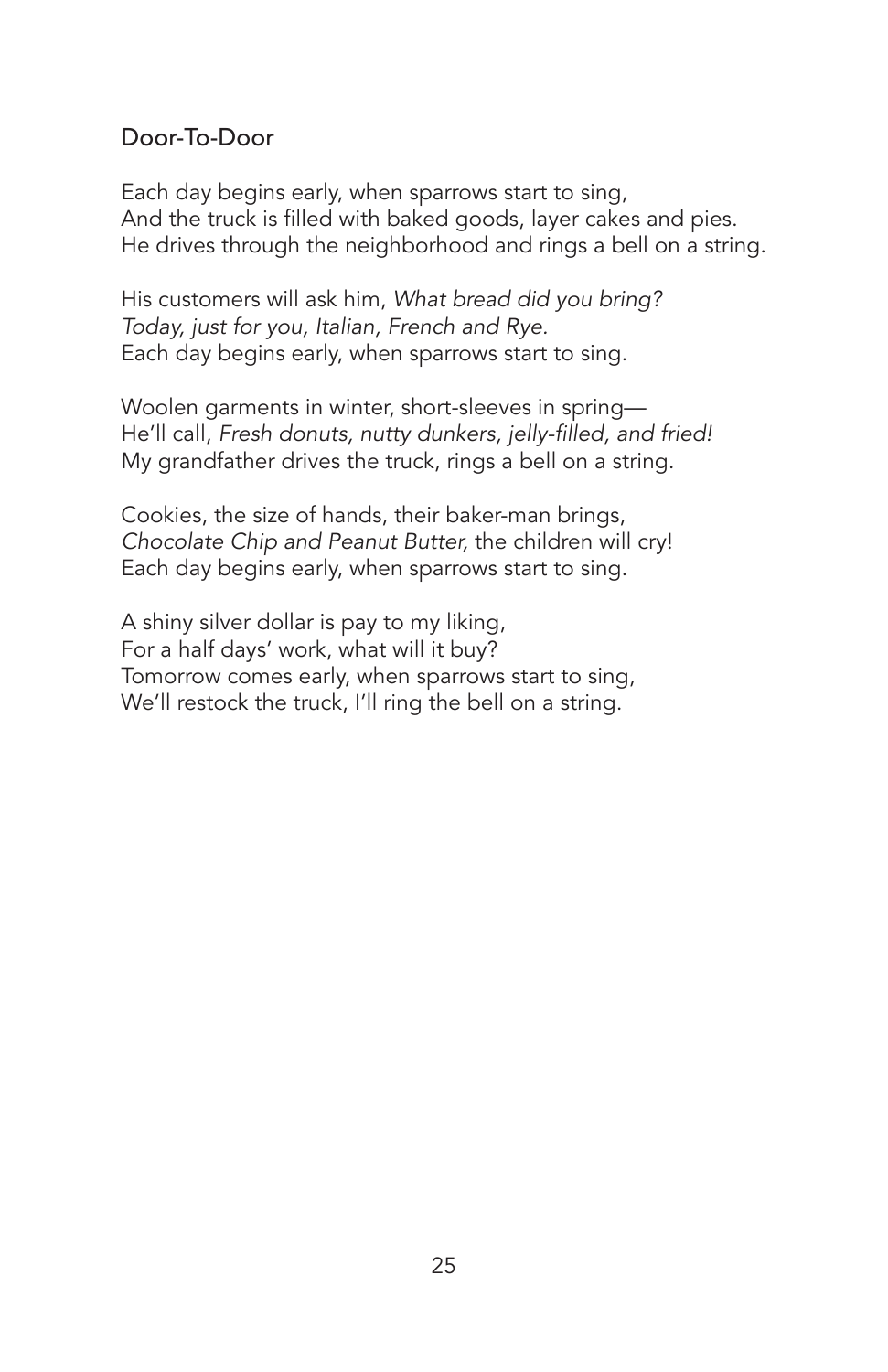## Door-To-Door

Each day begins early, when sparrows start to sing,  
And the truck is filled with baked goods, layer cakes and pies.  
He drives through the neighborhood and rings a bell on a string.

His customers will ask him, *What bread did you bring?*  
*Today, just for you, Italian, French and Rye.*  
Each day begins early, when sparrows start to sing.

Woolen garments in winter, short-sleeves in spring—  
He'll call, *Fresh donuts, nutty dunkers, jelly-filled, and fried!*  
My grandfather drives the truck, rings a bell on a string.

Cookies, the size of hands, their baker-man brings,  
*Chocolate Chip and Peanut Butter,* the children will cry!  
Each day begins early, when sparrows start to sing.

A shiny silver dollar is pay to my liking,  
For a half days' work, what will it buy?  
Tomorrow comes early, when sparrows start to sing,  
We'll restock the truck, I'll ring the bell on a string.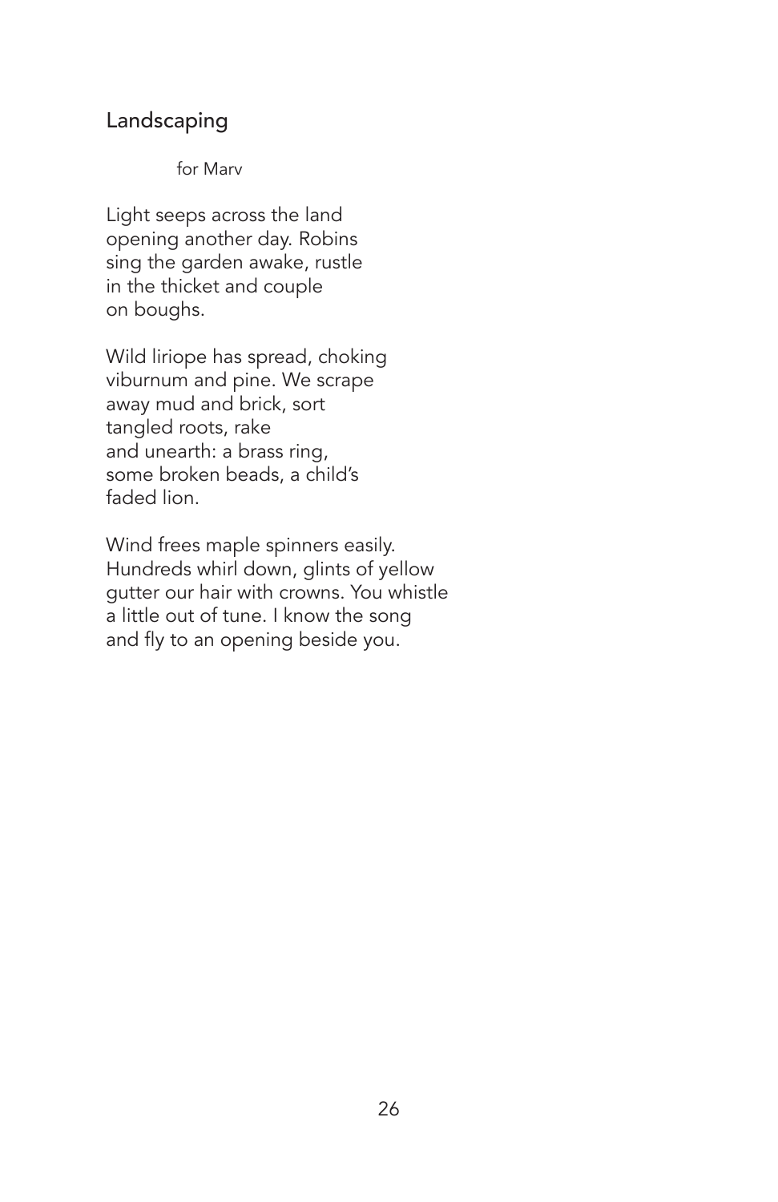## Landscaping

for Marv

Light seeps across the land  
opening another day. Robins  
sing the garden awake, rustle  
in the thicket and couple  
on boughs.

Wild liriope has spread, choking  
viburnum and pine. We scrape  
away mud and brick, sort  
tangled roots, rake  
and unearth: a brass ring,  
some broken beads, a child's  
faded lion.

Wind frees maple spinners easily.  
Hundreds whirl down, glints of yellow  
gutter our hair with crowns. You whistle  
a little out of tune. I know the song  
and fly to an opening beside you.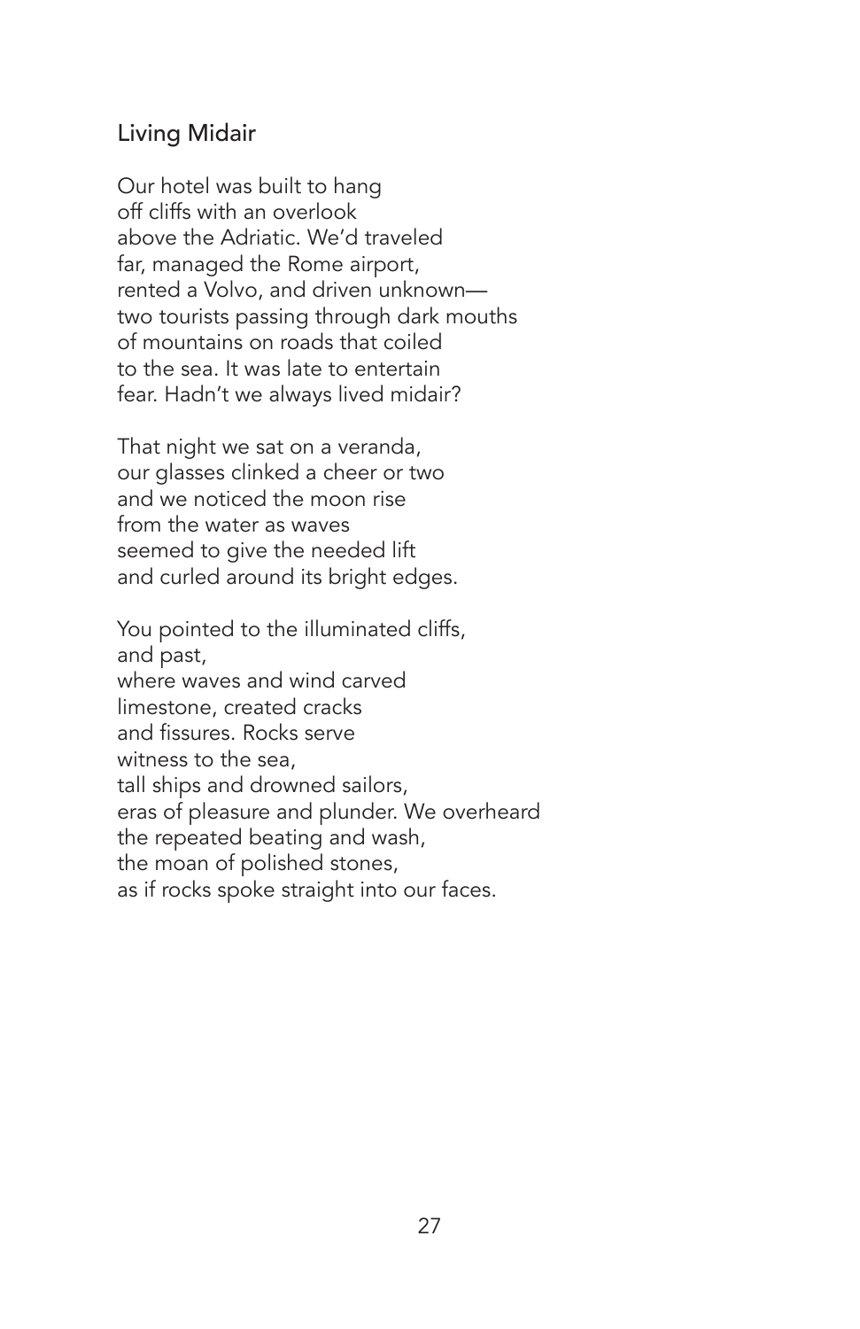## Living Midair

Our hotel was built to hang  
off cliffs with an overlook  
above the Adriatic. We'd traveled  
far, managed the Rome airport,  
rented a Volvo, and driven unknown—  
two tourists passing through dark mouths  
of mountains on roads that coiled  
to the sea. It was late to entertain  
fear. Hadn't we always lived midair?

That night we sat on a veranda,  
our glasses clinked a cheer or two  
and we noticed the moon rise  
from the water as waves  
seemed to give the needed lift  
and curled around its bright edges.

You pointed to the illuminated cliffs,  
and past,  
where waves and wind carved  
limestone, created cracks  
and fissures. Rocks serve  
witness to the sea,  
tall ships and drowned sailors,  
eras of pleasure and plunder. We overheard  
the repeated beating and wash,  
the moan of polished stones,  
as if rocks spoke straight into our faces.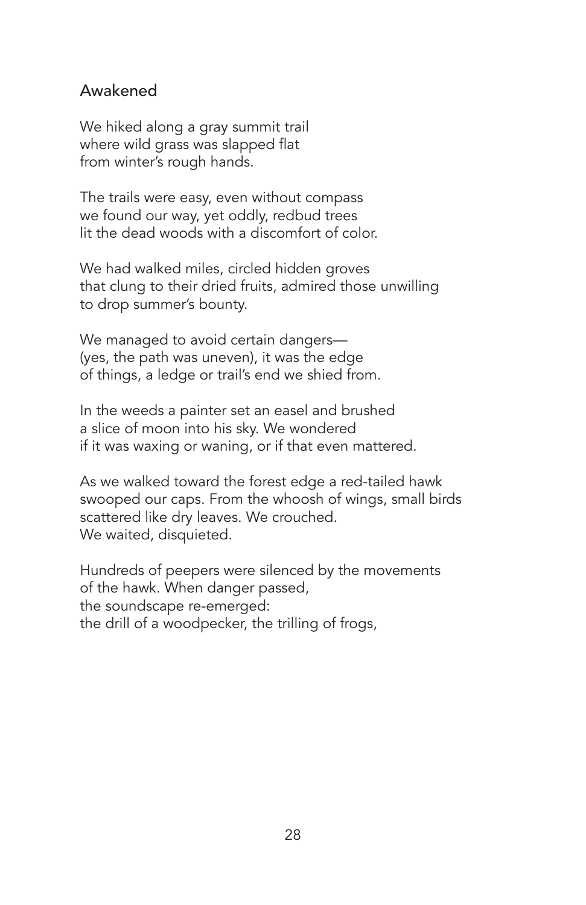## Awakened

We hiked along a gray summit trail  
where wild grass was slapped flat  
from winter's rough hands.

The trails were easy, even without compass  
we found our way, yet oddly, redbud trees  
lit the dead woods with a discomfort of color.

We had walked miles, circled hidden groves  
that clung to their dried fruits, admired those unwilling  
to drop summer's bounty.

We managed to avoid certain dangers—  
(yes, the path was uneven), it was the edge  
of things, a ledge or trail's end we shied from.

In the weeds a painter set an easel and brushed  
a slice of moon into his sky. We wondered  
if it was waxing or waning, or if that even mattered.

As we walked toward the forest edge a red-tailed hawk  
swooped our caps. From the whoosh of wings, small birds  
scattered like dry leaves. We crouched.  
We waited, disquieted.

Hundreds of peepers were silenced by the movements  
of the hawk. When danger passed,  
the soundscape re-emerged:  
the drill of a woodpecker, the trilling of frogs,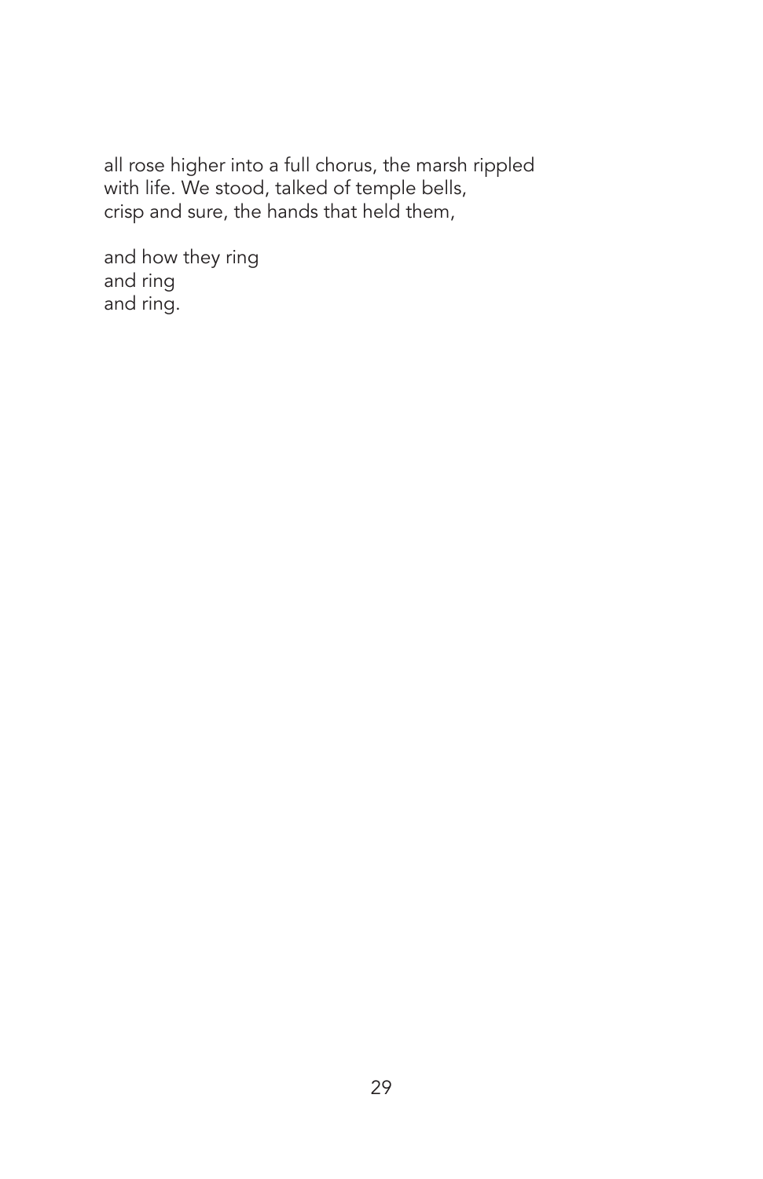all rose higher into a full chorus, the marsh rippled
with life. We stood, talked of temple bells,
crisp and sure, the hands that held them,

and how they ring
and ring
and ring.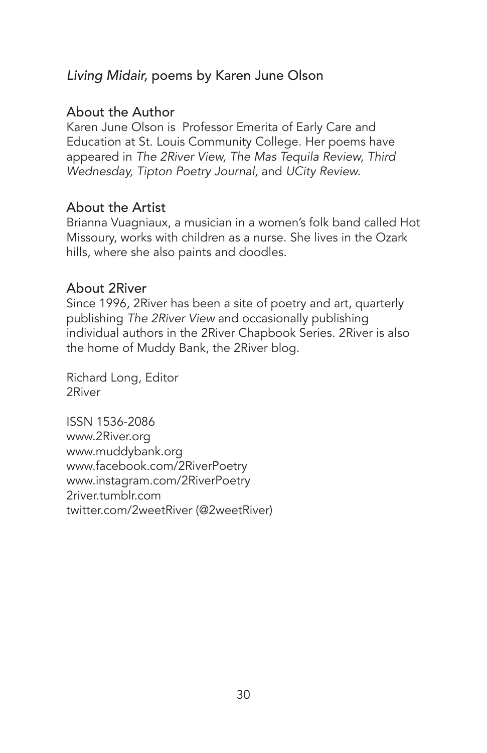*Living Midair,* poems by Karen June Olson

## About the Author

Karen June Olson is Professor Emerita of Early Care and Education at St. Louis Community College. Her poems have appeared in *The 2River View, The Mas Tequila Review, Third Wednesday, Tipton Poetry Journal,* and *UCity Review.*

## About the Artist

Brianna Vuagniaux, a musician in a women's folk band called Hot Missoury, works with children as a nurse. She lives in the Ozark hills, where she also paints and doodles.

## About 2River

Since 1996, 2River has been a site of poetry and art, quarterly publishing *The 2River View* and occasionally publishing individual authors in the 2River Chapbook Series. 2River is also the home of Muddy Bank, the 2River blog.

Richard Long, Editor
2River

ISSN 1536-2086
www.2River.org
www.muddybank.org
www.facebook.com/2RiverPoetry
www.instagram.com/2RiverPoetry
2river.tumblr.com
twitter.com/2weetRiver (@2weetRiver)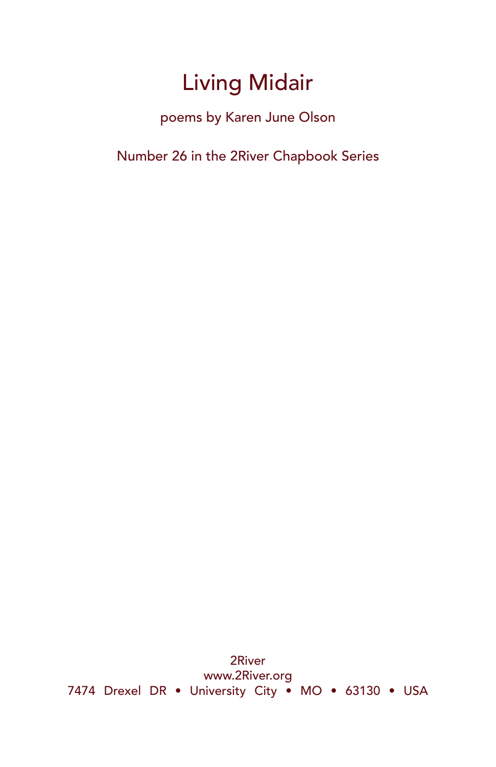# Living Midair

poems by Karen June Olson

Number 26 in the 2River Chapbook Series

2River
www.2River.org
7474 Drexel DR • University City • MO • 63130 • USA